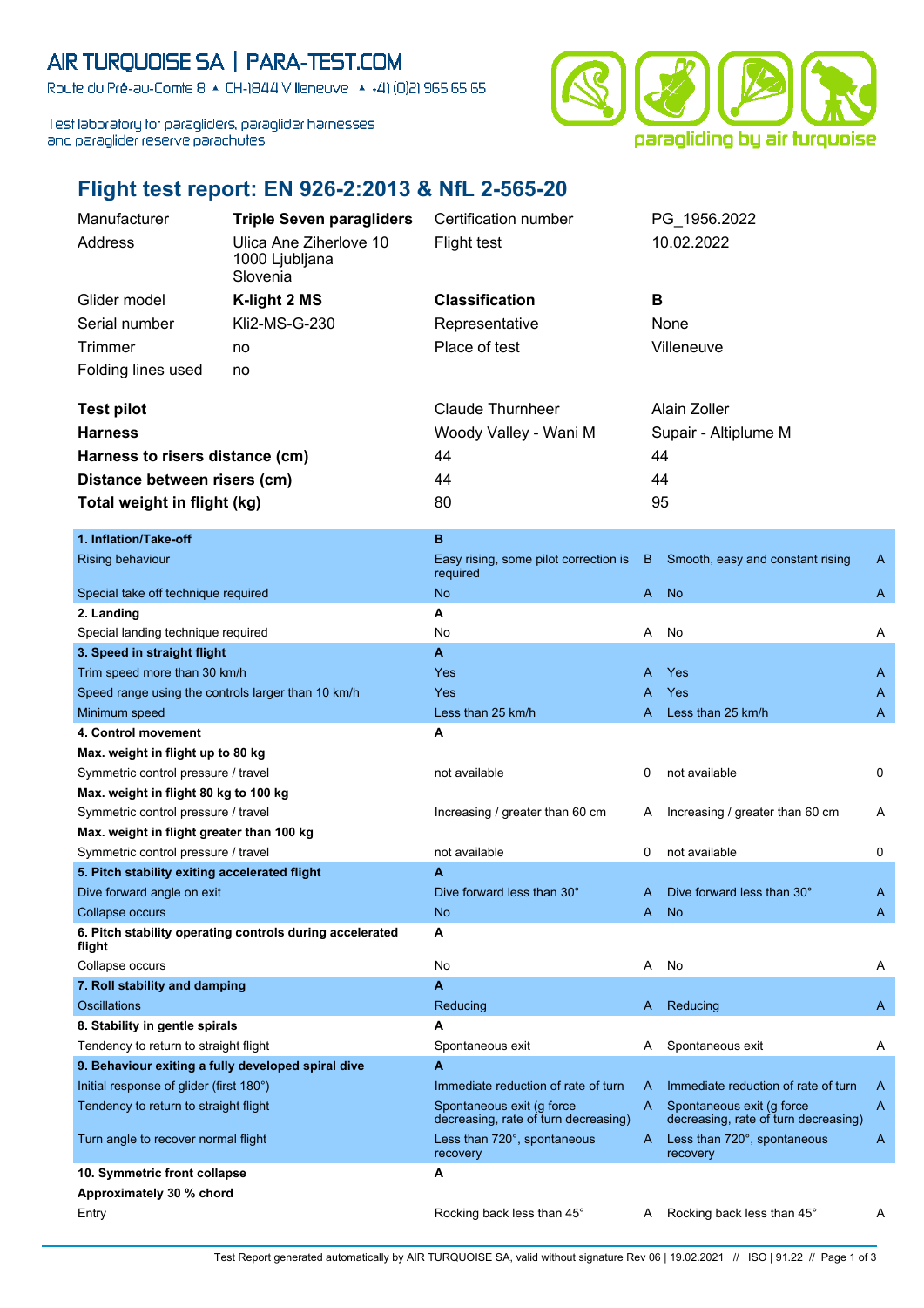AIR TURQUOISE SA | PARA-TEST.COM

Route du Pré-au-Comte 8 ▲ CH-1844 Villeneuve ▲ +41 (0)21 965 65 65

Test laboratory for paragliders, paraglider harnesses and paraglider reserve parachutes

# Flight test report: EN 926-2:2013 & NfL 2-565-20

| | | | |
|---|---|---|---|
| Manufacturer | **Triple Seven paragliders** | Certification number | PG_1956.2022 |
| Address | Ulica Ane Ziherlove 10 1000 Ljubljana Slovenia | Flight test | 10.02.2022 |
| Glider model | **K-light 2 MS** | **Classification** | **B** |
| Serial number | Kli2-MS-G-230 | Representative | None |
| Trimmer | no | Place of test | Villeneuve |
| Folding lines used | no | | |

| | | |
|---|---|---|
| **Test pilot** | Claude Thurnheer | Alain Zoller |
| **Harness** | Woody Valley - Wani M | Supair - Altiplume M |
| **Harness to risers distance (cm)** | 44 | 44 |
| **Distance between risers (cm)** | 44 | 44 |
| **Total weight in flight (kg)** | 80 | 95 |

| | | | | |
|---|---|---|---|---|
| **1. Inflation/Take-off** | **B** | | | |
| Rising behaviour | Easy rising, some pilot correction is required | B | Smooth, easy and constant rising | A |
| Special take off technique required | No | A | No | A |
| **2. Landing** | **A** | | | |
| Special landing technique required | No | A | No | A |
| **3. Speed in straight flight** | **A** | | | |
| Trim speed more than 30 km/h | Yes | A | Yes | A |
| Speed range using the controls larger than 10 km/h | Yes | A | Yes | A |
| Minimum speed | Less than 25 km/h | A | Less than 25 km/h | A |
| **4. Control movement** | **A** | | | |
| **Max. weight in flight up to 80 kg** | | | | |
| Symmetric control pressure / travel | not available | 0 | not available | 0 |
| **Max. weight in flight 80 kg to 100 kg** | | | | |
| Symmetric control pressure / travel | Increasing / greater than 60 cm | A | Increasing / greater than 60 cm | A |
| **Max. weight in flight greater than 100 kg** | | | | |
| Symmetric control pressure / travel | not available | 0 | not available | 0 |
| **5. Pitch stability exiting accelerated flight** | **A** | | | |
| Dive forward angle on exit | Dive forward less than 30° | A | Dive forward less than 30° | A |
| Collapse occurs | No | A | No | A |
| **6. Pitch stability operating controls during accelerated flight** | **A** | | | |
| Collapse occurs | No | A | No | A |
| **7. Roll stability and damping** | **A** | | | |
| Oscillations | Reducing | A | Reducing | A |
| **8. Stability in gentle spirals** | **A** | | | |
| Tendency to return to straight flight | Spontaneous exit | A | Spontaneous exit | A |
| **9. Behaviour exiting a fully developed spiral dive** | **A** | | | |
| Initial response of glider (first 180°) | Immediate reduction of rate of turn | A | Immediate reduction of rate of turn | A |
| Tendency to return to straight flight | Spontaneous exit (g force decreasing, rate of turn decreasing) | A | Spontaneous exit (g force decreasing, rate of turn decreasing) | A |
| Turn angle to recover normal flight | Less than 720°, spontaneous recovery | A | Less than 720°, spontaneous recovery | A |
| **10. Symmetric front collapse** | **A** | | | |
| **Approximately 30 % chord** | | | | |
| Entry | Rocking back less than 45° | A | Rocking back less than 45° | A |

Test Report generated automatically by AIR TURQUOISE SA, valid without signature Rev 06 | 19.02.2021 // ISO | 91.22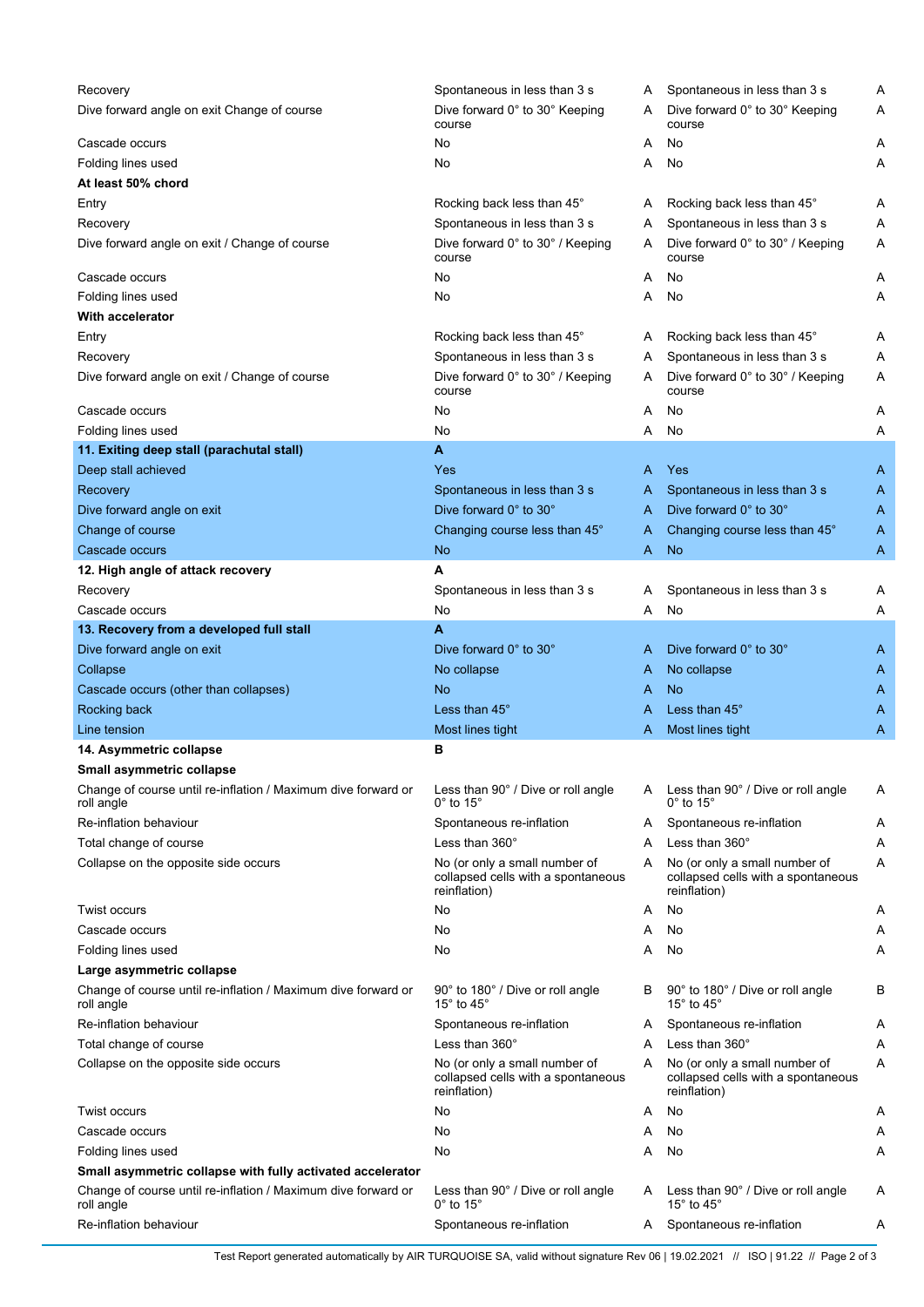| | | | | |
|---|---|---|---|---|
| Recovery | Spontaneous in less than 3 s | A | Spontaneous in less than 3 s | A |
| Dive forward angle on exit Change of course | Dive forward 0° to 30° Keeping course | A | Dive forward 0° to 30° Keeping course | A |
| Cascade occurs | No | A | No | A |
| Folding lines used | No | A | No | A |
| **At least 50% chord** | | | | |
| Entry | Rocking back less than 45° | A | Rocking back less than 45° | A |
| Recovery | Spontaneous in less than 3 s | A | Spontaneous in less than 3 s | A |
| Dive forward angle on exit / Change of course | Dive forward 0° to 30° / Keeping course | A | Dive forward 0° to 30° / Keeping course | A |
| Cascade occurs | No | A | No | A |
| Folding lines used | No | A | No | A |
| **With accelerator** | | | | |
| Entry | Rocking back less than 45° | A | Rocking back less than 45° | A |
| Recovery | Spontaneous in less than 3 s | A | Spontaneous in less than 3 s | A |
| Dive forward angle on exit / Change of course | Dive forward 0° to 30° / Keeping course | A | Dive forward 0° to 30° / Keeping course | A |
| Cascade occurs | No | A | No | A |
| Folding lines used | No | A | No | A |
| **11. Exiting deep stall (parachutal stall)** | **A** | | | |
| Deep stall achieved | Yes | A | Yes | A |
| Recovery | Spontaneous in less than 3 s | A | Spontaneous in less than 3 s | A |
| Dive forward angle on exit | Dive forward 0° to 30° | A | Dive forward 0° to 30° | A |
| Change of course | Changing course less than 45° | A | Changing course less than 45° | A |
| Cascade occurs | No | A | No | A |
| **12. High angle of attack recovery** | **A** | | | |
| Recovery | Spontaneous in less than 3 s | A | Spontaneous in less than 3 s | A |
| Cascade occurs | No | A | No | A |
| **13. Recovery from a developed full stall** | **A** | | | |
| Dive forward angle on exit | Dive forward 0° to 30° | A | Dive forward 0° to 30° | A |
| Collapse | No collapse | A | No collapse | A |
| Cascade occurs (other than collapses) | No | A | No | A |
| Rocking back | Less than 45° | A | Less than 45° | A |
| Line tension | Most lines tight | A | Most lines tight | A |
| **14. Asymmetric collapse** | **B** | | | |
| **Small asymmetric collapse** | | | | |
| Change of course until re-inflation / Maximum dive forward or roll angle | Less than 90° / Dive or roll angle 0° to 15° | A | Less than 90° / Dive or roll angle 0° to 15° | A |
| Re-inflation behaviour | Spontaneous re-inflation | A | Spontaneous re-inflation | A |
| Total change of course | Less than 360° | A | Less than 360° | A |
| Collapse on the opposite side occurs | No (or only a small number of collapsed cells with a spontaneous reinflation) | A | No (or only a small number of collapsed cells with a spontaneous reinflation) | A |
| Twist occurs | No | A | No | A |
| Cascade occurs | No | A | No | A |
| Folding lines used | No | A | No | A |
| **Large asymmetric collapse** | | | | |
| Change of course until re-inflation / Maximum dive forward or roll angle | 90° to 180° / Dive or roll angle 15° to 45° | B | 90° to 180° / Dive or roll angle 15° to 45° | B |
| Re-inflation behaviour | Spontaneous re-inflation | A | Spontaneous re-inflation | A |
| Total change of course | Less than 360° | A | Less than 360° | A |
| Collapse on the opposite side occurs | No (or only a small number of collapsed cells with a spontaneous reinflation) | A | No (or only a small number of collapsed cells with a spontaneous reinflation) | A |
| Twist occurs | No | A | No | A |
| Cascade occurs | No | A | No | A |
| Folding lines used | No | A | No | A |
| **Small asymmetric collapse with fully activated accelerator** | | | | |
| Change of course until re-inflation / Maximum dive forward or roll angle | Less than 90° / Dive or roll angle 0° to 15° | A | Less than 90° / Dive or roll angle 15° to 45° | A |
| Re-inflation behaviour | Spontaneous re-inflation | A | Spontaneous re-inflation | A |

Test Report generated automatically by AIR TURQUOISE SA, valid without signature Rev 06 | 19.02.2021 // ISO | 91.22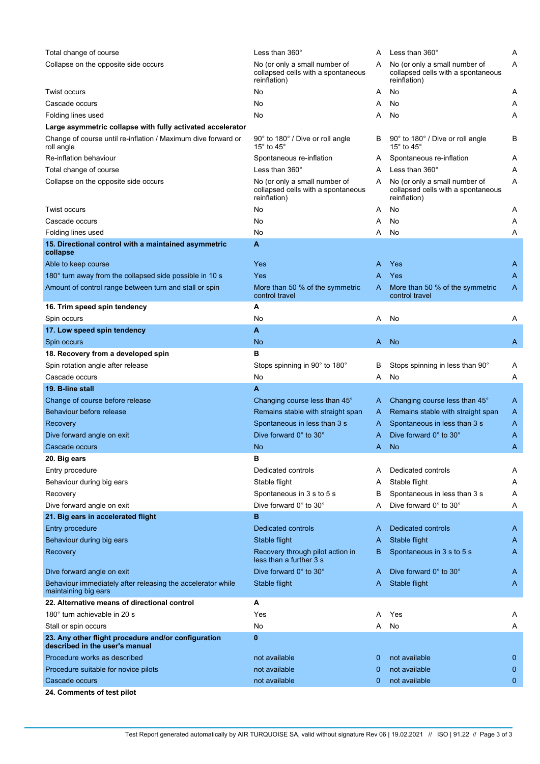| | | | | |
|---|---|---|---|---|
| Total change of course | Less than 360° | A | Less than 360° | A |
| Collapse on the opposite side occurs | No (or only a small number of collapsed cells with a spontaneous reinflation) | A | No (or only a small number of collapsed cells with a spontaneous reinflation) | A |
| Twist occurs | No | A | No | A |
| Cascade occurs | No | A | No | A |
| Folding lines used | No | A | No | A |
| **Large asymmetric collapse with fully activated accelerator** | | | | |
| Change of course until re-inflation / Maximum dive forward or roll angle | 90° to 180° / Dive or roll angle 15° to 45° | B | 90° to 180° / Dive or roll angle 15° to 45° | B |
| Re-inflation behaviour | Spontaneous re-inflation | A | Spontaneous re-inflation | A |
| Total change of course | Less than 360° | A | Less than 360° | A |
| Collapse on the opposite side occurs | No (or only a small number of collapsed cells with a spontaneous reinflation) | A | No (or only a small number of collapsed cells with a spontaneous reinflation) | A |
| Twist occurs | No | A | No | A |
| Cascade occurs | No | A | No | A |
| Folding lines used | No | A | No | A |
| **15. Directional control with a maintained asymmetric collapse** | **A** | | | |
| Able to keep course | Yes | A | Yes | A |
| 180° turn away from the collapsed side possible in 10 s | Yes | A | Yes | A |
| Amount of control range between turn and stall or spin | More than 50 % of the symmetric control travel | A | More than 50 % of the symmetric control travel | A |
| **16. Trim speed spin tendency** | **A** | | | |
| Spin occurs | No | A | No | A |
| **17. Low speed spin tendency** | **A** | | | |
| Spin occurs | No | A | No | A |
| **18. Recovery from a developed spin** | **B** | | | |
| Spin rotation angle after release | Stops spinning in 90° to 180° | B | Stops spinning in less than 90° | A |
| Cascade occurs | No | A | No | A |
| **19. B-line stall** | **A** | | | |
| Change of course before release | Changing course less than 45° | A | Changing course less than 45° | A |
| Behaviour before release | Remains stable with straight span | A | Remains stable with straight span | A |
| Recovery | Spontaneous in less than 3 s | A | Spontaneous in less than 3 s | A |
| Dive forward angle on exit | Dive forward 0° to 30° | A | Dive forward 0° to 30° | A |
| Cascade occurs | No | A | No | A |
| **20. Big ears** | **B** | | | |
| Entry procedure | Dedicated controls | A | Dedicated controls | A |
| Behaviour during big ears | Stable flight | A | Stable flight | A |
| Recovery | Spontaneous in 3 s to 5 s | B | Spontaneous in less than 3 s | A |
| Dive forward angle on exit | Dive forward 0° to 30° | A | Dive forward 0° to 30° | A |
| **21. Big ears in accelerated flight** | **B** | | | |
| Entry procedure | Dedicated controls | A | Dedicated controls | A |
| Behaviour during big ears | Stable flight | A | Stable flight | A |
| Recovery | Recovery through pilot action in less than a further 3 s | B | Spontaneous in 3 s to 5 s | A |
| Dive forward angle on exit | Dive forward 0° to 30° | A | Dive forward 0° to 30° | A |
| Behaviour immediately after releasing the accelerator while maintaining big ears | Stable flight | A | Stable flight | A |
| **22. Alternative means of directional control** | **A** | | | |
| 180° turn achievable in 20 s | Yes | A | Yes | A |
| Stall or spin occurs | No | A | No | A |
| **23. Any other flight procedure and/or configuration described in the user's manual** | **0** | | | |
| Procedure works as described | not available | 0 | not available | 0 |
| Procedure suitable for novice pilots | not available | 0 | not available | 0 |
| Cascade occurs | not available | 0 | not available | 0 |
| **24. Comments of test pilot** | | | | |

Test Report generated automatically by AIR TURQUOISE SA, valid without signature Rev 06 | 19.02.2021 // ISO | 91.22